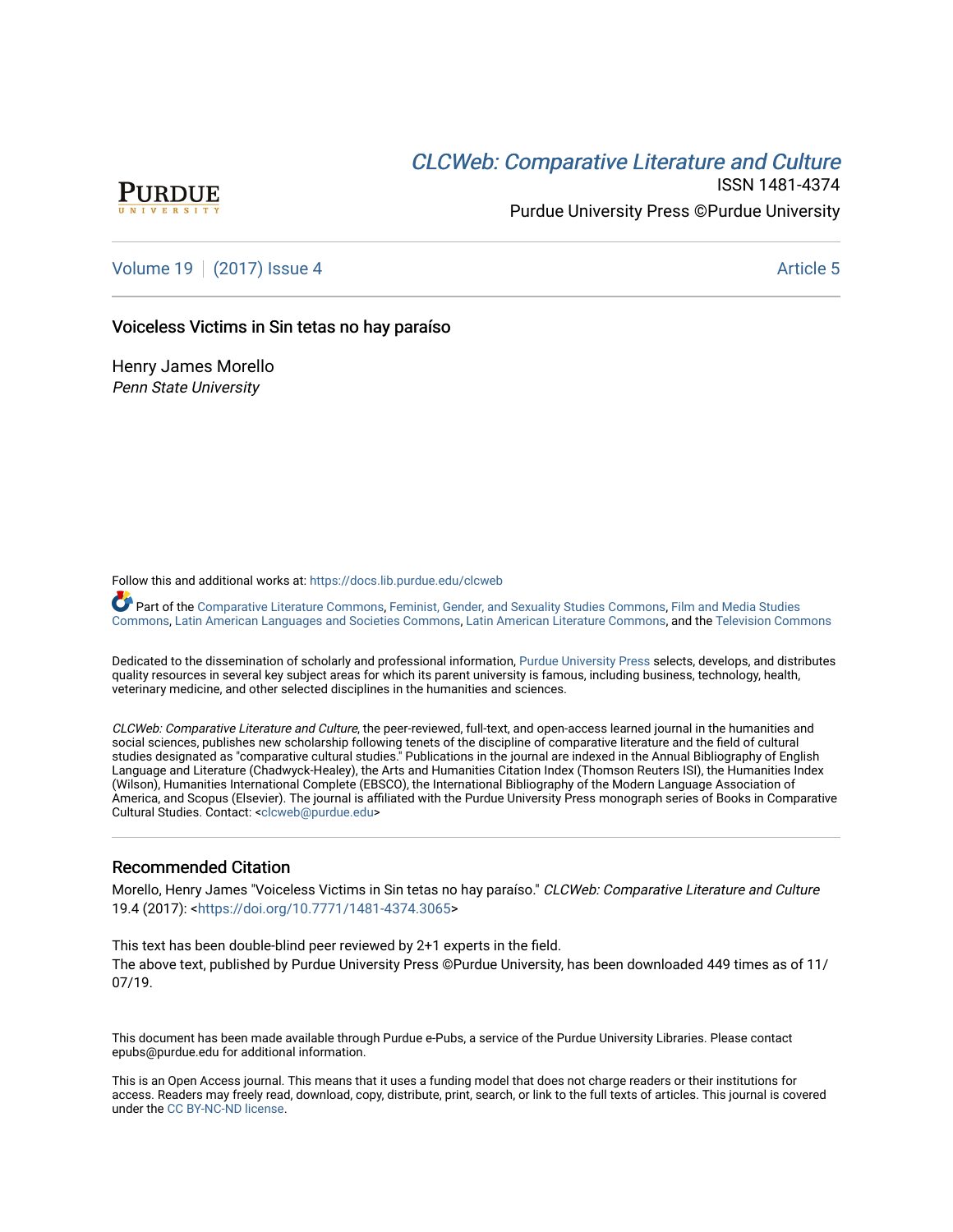CLCWeb: Comparative Literature and Culture

ISSN 1481-4374

Purdue University Press ©Purdue University

Volume 19 | (2017) Issue 4 Article 5

# Voiceless Victims in Sin tetas no hay paraíso

Henry James Morello
*Penn State University*

Follow this and additional works at: https://docs.lib.purdue.edu/clcweb

Part of the Comparative Literature Commons, Feminist, Gender, and Sexuality Studies Commons, Film and Media Studies Commons, Latin American Languages and Societies Commons, Latin American Literature Commons, and the Television Commons

Dedicated to the dissemination of scholarly and professional information, Purdue University Press selects, develops, and distributes quality resources in several key subject areas for which its parent university is famous, including business, technology, health, veterinary medicine, and other selected disciplines in the humanities and sciences.

*CLCWeb: Comparative Literature and Culture*, the peer-reviewed, full-text, and open-access learned journal in the humanities and social sciences, publishes new scholarship following tenets of the discipline of comparative literature and the field of cultural studies designated as "comparative cultural studies." Publications in the journal are indexed in the Annual Bibliography of English Language and Literature (Chadwyck-Healey), the Arts and Humanities Citation Index (Thomson Reuters ISI), the Humanities Index (Wilson), Humanities International Complete (EBSCO), the International Bibliography of the Modern Language Association of America, and Scopus (Elsevier). The journal is affiliated with the Purdue University Press monograph series of Books in Comparative Cultural Studies. Contact: <clcweb@purdue.edu>

## Recommended Citation

Morello, Henry James "Voiceless Victims in Sin tetas no hay paraíso." *CLCWeb: Comparative Literature and Culture* 19.4 (2017): <https://doi.org/10.7771/1481-4374.3065>

This text has been double-blind peer reviewed by 2+1 experts in the field.
The above text, published by Purdue University Press ©Purdue University, has been downloaded 449 times as of 11/07/19.

This document has been made available through Purdue e-Pubs, a service of the Purdue University Libraries. Please contact epubs@purdue.edu for additional information.

This is an Open Access journal. This means that it uses a funding model that does not charge readers or their institutions for access. Readers may freely read, download, copy, distribute, print, search, or link to the full texts of articles. This journal is covered under the CC BY-NC-ND license.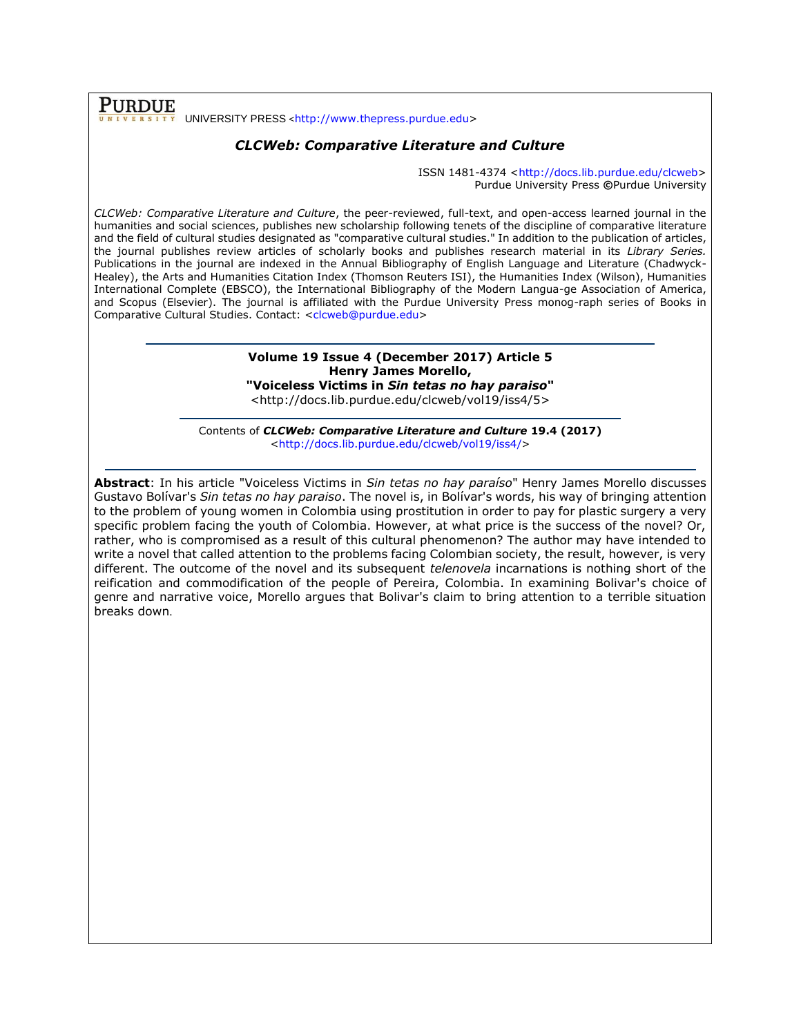**PURDUE** UNIVERSITY PRESS <http://www.thepress.purdue.edu>

***CLCWeb: Comparative Literature and Culture***

ISSN 1481-4374 <http://docs.lib.purdue.edu/clcweb>
Purdue University Press ©Purdue University

*CLCWeb: Comparative Literature and Culture*, the peer-reviewed, full-text, and open-access learned journal in the humanities and social sciences, publishes new scholarship following tenets of the discipline of comparative literature and the field of cultural studies designated as "comparative cultural studies." In addition to the publication of articles, the journal publishes review articles of scholarly books and publishes research material in its *Library Series.* Publications in the journal are indexed in the Annual Bibliography of English Language and Literature (Chadwyck-Healey), the Arts and Humanities Citation Index (Thomson Reuters ISI), the Humanities Index (Wilson), Humanities International Complete (EBSCO), the International Bibliography of the Modern Langua-ge Association of America, and Scopus (Elsevier). The journal is affiliated with the Purdue University Press monog-raph series of Books in Comparative Cultural Studies. Contact: <clcweb@purdue.edu>

---

**Volume 19 Issue 4 (December 2017) Article 5**
**Henry James Morello,**
**"Voiceless Victims in *Sin tetas no hay paraiso*"**
<http://docs.lib.purdue.edu/clcweb/vol19/iss4/5>

---

Contents of ***CLCWeb: Comparative Literature and Culture*** **19.4 (2017)**
<http://docs.lib.purdue.edu/clcweb/vol19/iss4/>

---

**Abstract**: In his article "Voiceless Victims in *Sin tetas no hay paraíso*" Henry James Morello discusses Gustavo Bolívar's *Sin tetas no hay paraiso*. The novel is, in Bolívar's words, his way of bringing attention to the problem of young women in Colombia using prostitution in order to pay for plastic surgery a very specific problem facing the youth of Colombia. However, at what price is the success of the novel? Or, rather, who is compromised as a result of this cultural phenomenon? The author may have intended to write a novel that called attention to the problems facing Colombian society, the result, however, is very different. The outcome of the novel and its subsequent *telenovela* incarnations is nothing short of the reification and commodification of the people of Pereira, Colombia. In examining Bolivar's choice of genre and narrative voice, Morello argues that Bolivar's claim to bring attention to a terrible situation breaks down.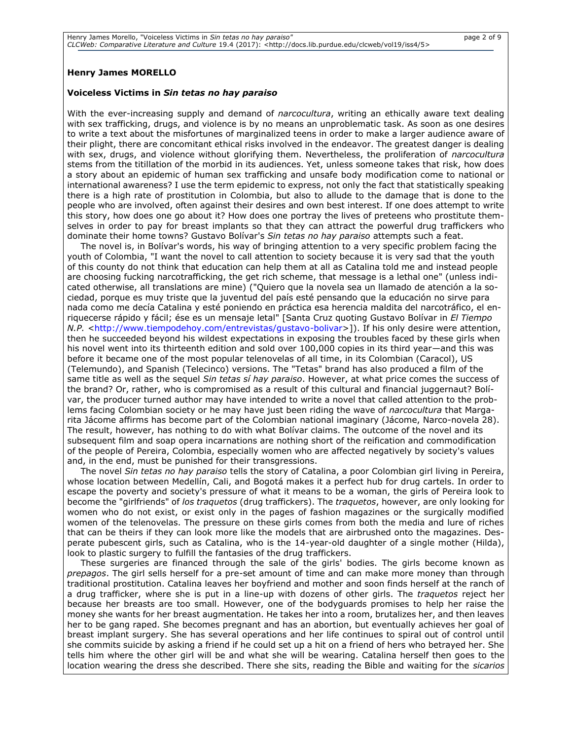**Henry James MORELLO**

**Voiceless Victims in *Sin tetas no hay paraiso***

With the ever-increasing supply and demand of *narcocultura*, writing an ethically aware text dealing with sex trafficking, drugs, and violence is by no means an unproblematic task. As soon as one desires to write a text about the misfortunes of marginalized teens in order to make a larger audience aware of their plight, there are concomitant ethical risks involved in the endeavor. The greatest danger is dealing with sex, drugs, and violence without glorifying them. Nevertheless, the proliferation of *narcocultura* stems from the titillation of the morbid in its audiences. Yet, unless someone takes that risk, how does a story about an epidemic of human sex trafficking and unsafe body modification come to national or international awareness? I use the term epidemic to express, not only the fact that statistically speaking there is a high rate of prostitution in Colombia, but also to allude to the damage that is done to the people who are involved, often against their desires and own best interest. If one does attempt to write this story, how does one go about it? How does one portray the lives of preteens who prostitute themselves in order to pay for breast implants so that they can attract the powerful drug traffickers who dominate their home towns? Gustavo Bolívar's *Sin tetas no hay paraiso* attempts such a feat.

The novel is, in Bolívar's words, his way of bringing attention to a very specific problem facing the youth of Colombia, "I want the novel to call attention to society because it is very sad that the youth of this county do not think that education can help them at all as Catalina told me and instead people are choosing fucking narcotrafficking, the get rich scheme, that message is a lethal one" (unless indicated otherwise, all translations are mine) ("Quiero que la novela sea un llamado de atención a la sociedad, porque es muy triste que la juventud del país esté pensando que la educación no sirve para nada como me decía Catalina y esté poniendo en práctica esa herencia maldita del narcotráfico, el enriquecerse rápido y fácil; ése es un mensaje letal" [Santa Cruz quoting Gustavo Bolívar in *El Tiempo N.P.* <http://www.tiempodehoy.com/entrevistas/gustavo-bolivar>]). If his only desire were attention, then he succeeded beyond his wildest expectations in exposing the troubles faced by these girls when his novel went into its thirteenth edition and sold over 100,000 copies in its third year—and this was before it became one of the most popular telenovelas of all time, in its Colombian (Caracol), US (Telemundo), and Spanish (Telecinco) versions. The "Tetas" brand has also produced a film of the same title as well as the sequel *Sin tetas sí hay paraiso*. However, at what price comes the success of the brand? Or, rather, who is compromised as a result of this cultural and financial juggernaut? Bolívar, the producer turned author may have intended to write a novel that called attention to the problems facing Colombian society or he may have just been riding the wave of *narcocultura* that Margarita Jácome affirms has become part of the Colombian national imaginary (Jácome, Narco-novela 28). The result, however, has nothing to do with what Bolívar claims. The outcome of the novel and its subsequent film and soap opera incarnations are nothing short of the reification and commodification of the people of Pereira, Colombia, especially women who are affected negatively by society's values and, in the end, must be punished for their transgressions.

The novel *Sin tetas no hay paraiso* tells the story of Catalina, a poor Colombian girl living in Pereira, whose location between Medellín, Cali, and Bogotá makes it a perfect hub for drug cartels. In order to escape the poverty and society's pressure of what it means to be a woman, the girls of Pereira look to become the "girlfriends" of *los traquetos* (drug traffickers). The *traquetos*, however, are only looking for women who do not exist, or exist only in the pages of fashion magazines or the surgically modified women of the telenovelas. The pressure on these girls comes from both the media and lure of riches that can be theirs if they can look more like the models that are airbrushed onto the magazines. Desperate pubescent girls, such as Catalina, who is the 14-year-old daughter of a single mother (Hilda), look to plastic surgery to fulfill the fantasies of the drug traffickers.

These surgeries are financed through the sale of the girls' bodies. The girls become known as *prepagos*. The girl sells herself for a pre-set amount of time and can make more money than through traditional prostitution. Catalina leaves her boyfriend and mother and soon finds herself at the ranch of a drug trafficker, where she is put in a line-up with dozens of other girls. The *traquetos* reject her because her breasts are too small. However, one of the bodyguards promises to help her raise the money she wants for her breast augmentation. He takes her into a room, brutalizes her, and then leaves her to be gang raped. She becomes pregnant and has an abortion, but eventually achieves her goal of breast implant surgery. She has several operations and her life continues to spiral out of control until she commits suicide by asking a friend if he could set up a hit on a friend of hers who betrayed her. She tells him where the other girl will be and what she will be wearing. Catalina herself then goes to the location wearing the dress she described. There she sits, reading the Bible and waiting for the *sicarios*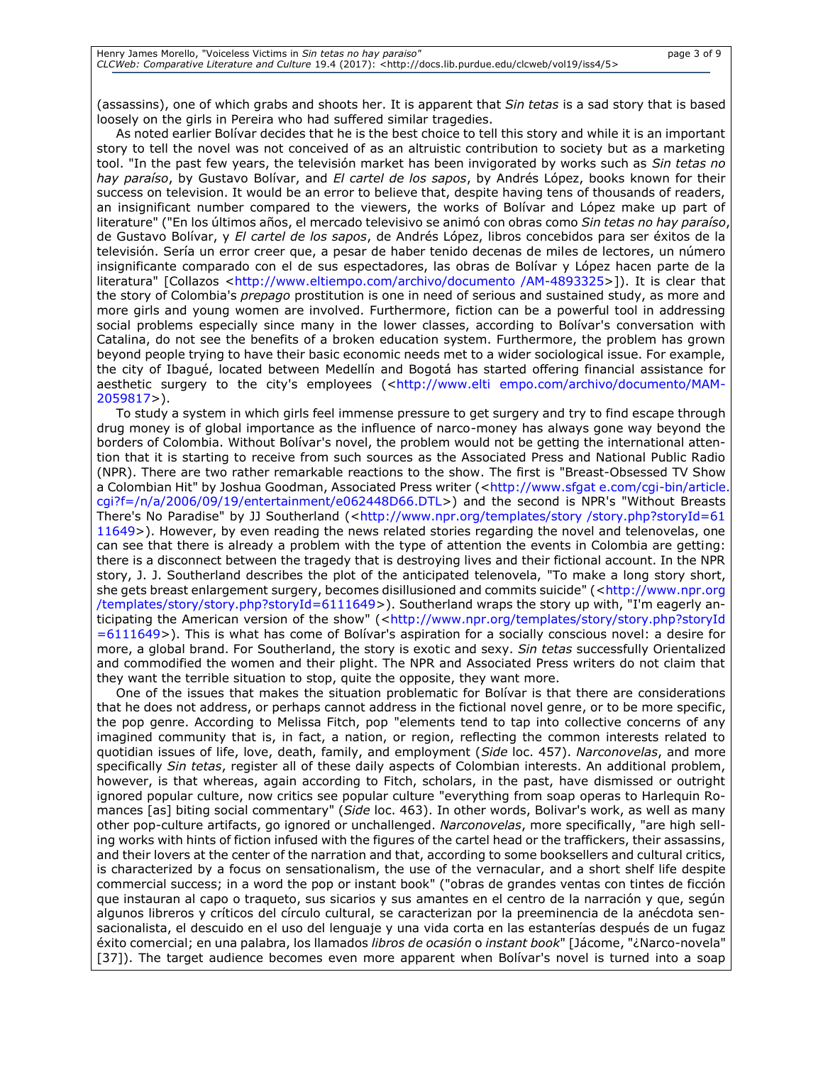(assassins), one of which grabs and shoots her. It is apparent that *Sin tetas* is a sad story that is based loosely on the girls in Pereira who had suffered similar tragedies.

As noted earlier Bolívar decides that he is the best choice to tell this story and while it is an important story to tell the novel was not conceived of as an altruistic contribution to society but as a marketing tool. "In the past few years, the television market has been invigorated by works such as *Sin tetas no hay paraíso*, by Gustavo Bolívar, and *El cartel de los sapos*, by Andrés López, books known for their success on television. It would be an error to believe that, despite having tens of thousands of readers, an insignificant number compared to the viewers, the works of Bolívar and López make up part of literature" ("En los últimos años, el mercado televisivo se animó con obras como *Sin tetas no hay paraíso*, de Gustavo Bolívar, y *El cartel de los sapos*, de Andrés López, libros concebidos para ser éxitos de la televisión. Sería un error creer que, a pesar de haber tenido decenas de miles de lectores, un número insignificante comparado con el de sus espectadores, las obras de Bolívar y López hacen parte de la literatura" [Collazos <http://www.eltiempo.com/archivo/documento /AM-4893325>]). It is clear that the story of Colombia's *prepago* prostitution is one in need of serious and sustained study, as more and more girls and young women are involved. Furthermore, fiction can be a powerful tool in addressing social problems especially since many in the lower classes, according to Bolívar's conversation with Catalina, do not see the benefits of a broken education system. Furthermore, the problem has grown beyond people trying to have their basic economic needs met to a wider sociological issue. For example, the city of Ibagué, located between Medellín and Bogotá has started offering financial assistance for aesthetic surgery to the city's employees (<http://www.elti empo.com/archivo/documento/MAM-2059817>).

To study a system in which girls feel immense pressure to get surgery and try to find escape through drug money is of global importance as the influence of narco-money has always gone way beyond the borders of Colombia. Without Bolívar's novel, the problem would not be getting the international attention that it is starting to receive from such sources as the Associated Press and National Public Radio (NPR). There are two rather remarkable reactions to the show. The first is "Breast-Obsessed TV Show a Colombian Hit" by Joshua Goodman, Associated Press writer (<http://www.sfgat e.com/cgi-bin/article.cgi?f=/n/a/2006/09/19/entertainment/e062448D66.DTL>) and the second is NPR's "Without Breasts There's No Paradise" by JJ Southerland (<http://www.npr.org/templates/story /story.php?storyId=6111649>). However, by even reading the news related stories regarding the novel and telenovelas, one can see that there is already a problem with the type of attention the events in Colombia are getting: there is a disconnect between the tragedy that is destroying lives and their fictional account. In the NPR story, J. J. Southerland describes the plot of the anticipated telenovela, "To make a long story short, she gets breast enlargement surgery, becomes disillusioned and commits suicide" (<http://www.npr.org /templates/story/story.php?storyId=6111649>). Southerland wraps the story up with, "I'm eagerly anticipating the American version of the show" (<http://www.npr.org/templates/story/story.php?storyId =6111649>). This is what has come of Bolívar's aspiration for a socially conscious novel: a desire for more, a global brand. For Southerland, the story is exotic and sexy. *Sin tetas* successfully Orientalized and commodified the women and their plight. The NPR and Associated Press writers do not claim that they want the terrible situation to stop, quite the opposite, they want more.

One of the issues that makes the situation problematic for Bolívar is that there are considerations that he does not address, or perhaps cannot address in the fictional novel genre, or to be more specific, the pop genre. According to Melissa Fitch, pop "elements tend to tap into collective concerns of any imagined community that is, in fact, a nation, or region, reflecting the common interests related to quotidian issues of life, love, death, family, and employment (*Side* loc. 457). *Narconovelas*, and more specifically *Sin tetas*, register all of these daily aspects of Colombian interests. An additional problem, however, is that whereas, again according to Fitch, scholars, in the past, have dismissed or outright ignored popular culture, now critics see popular culture "everything from soap operas to Harlequin Romances [as] biting social commentary" (*Side* loc. 463). In other words, Bolivar's work, as well as many other pop-culture artifacts, go ignored or unchallenged. *Narconovelas*, more specifically, "are high selling works with hints of fiction infused with the figures of the cartel head or the traffickers, their assassins, and their lovers at the center of the narration and that, according to some booksellers and cultural critics, is characterized by a focus on sensationalism, the use of the vernacular, and a short shelf life despite commercial success; in a word the pop or instant book" ("obras de grandes ventas con tintes de ficción que instauran al capo o traqueto, sus sicarios y sus amantes en el centro de la narración y que, según algunos libreros y críticos del círculo cultural, se caracterizan por la preeminencia de la anécdota sensacionalista, el descuido en el uso del lenguaje y una vida corta en las estanterías después de un fugaz éxito comercial; en una palabra, los llamados *libros de ocasión* o *instant book*" [Jácome, "¿Narco-novela" [37]). The target audience becomes even more apparent when Bolívar's novel is turned into a soap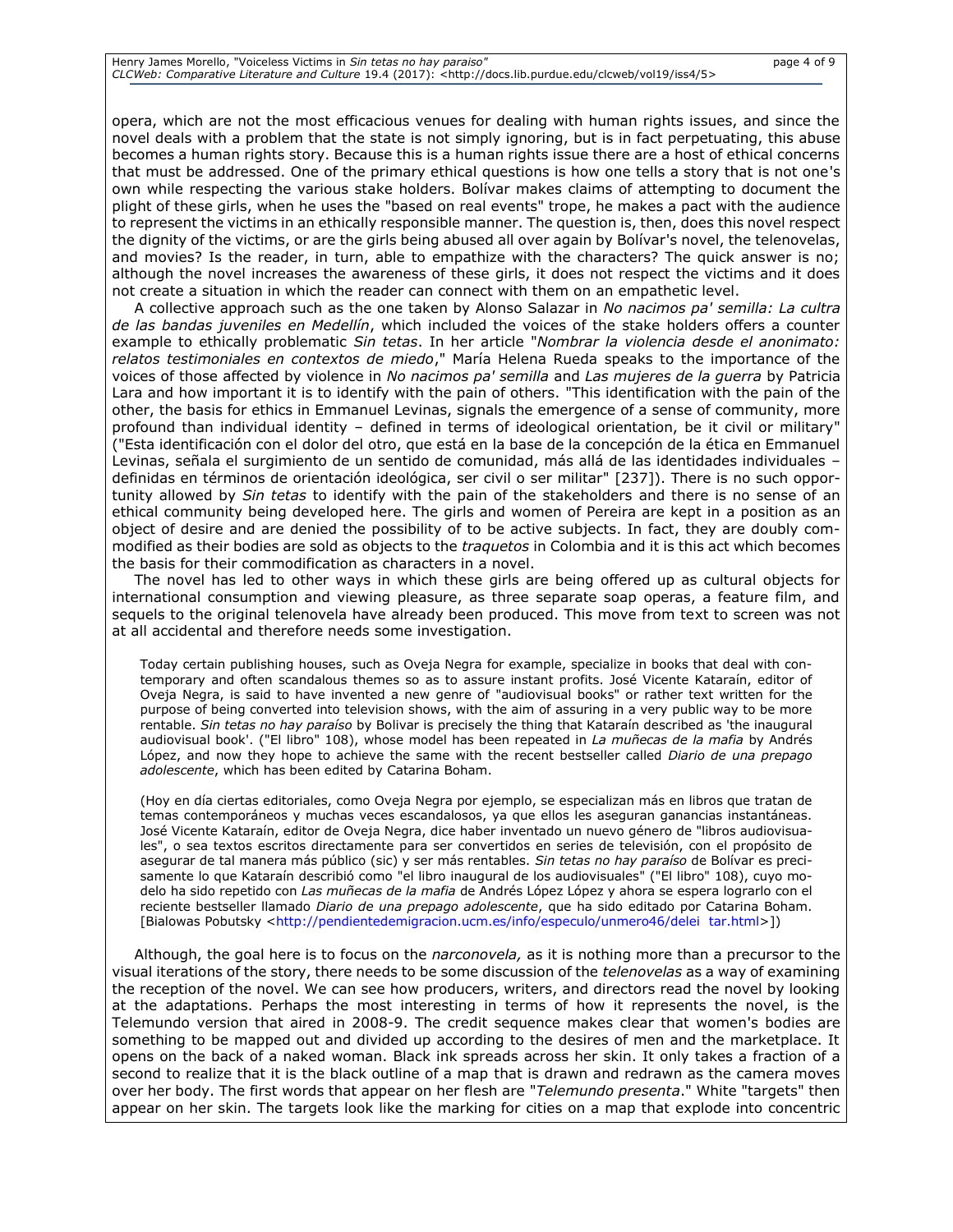opera, which are not the most efficacious venues for dealing with human rights issues, and since the novel deals with a problem that the state is not simply ignoring, but is in fact perpetuating, this abuse becomes a human rights story. Because this is a human rights issue there are a host of ethical concerns that must be addressed. One of the primary ethical questions is how one tells a story that is not one's own while respecting the various stake holders. Bolívar makes claims of attempting to document the plight of these girls, when he uses the "based on real events" trope, he makes a pact with the audience to represent the victims in an ethically responsible manner. The question is, then, does this novel respect the dignity of the victims, or are the girls being abused all over again by Bolívar's novel, the telenovelas, and movies? Is the reader, in turn, able to empathize with the characters? The quick answer is no; although the novel increases the awareness of these girls, it does not respect the victims and it does not create a situation in which the reader can connect with them on an empathetic level.

A collective approach such as the one taken by Alonso Salazar in *No nacimos pa' semilla: La cultra de las bandas juveniles en Medellín*, which included the voices of the stake holders offers a counter example to ethically problematic *Sin tetas*. In her article "*Nombrar la violencia desde el anonimato: relatos testimoniales en contextos de miedo*," María Helena Rueda speaks to the importance of the voices of those affected by violence in *No nacimos pa' semilla* and *Las mujeres de la guerra* by Patricia Lara and how important it is to identify with the pain of others. "This identification with the pain of the other, the basis for ethics in Emmanuel Levinas, signals the emergence of a sense of community, more profound than individual identity – defined in terms of ideological orientation, be it civil or military" ("Esta identificación con el dolor del otro, que está en la base de la concepción de la ética en Emmanuel Levinas, señala el surgimiento de un sentido de comunidad, más allá de las identidades individuales – definidas en términos de orientación ideológica, ser civil o ser militar" [237]). There is no such opportunity allowed by *Sin tetas* to identify with the pain of the stakeholders and there is no sense of an ethical community being developed here. The girls and women of Pereira are kept in a position as an object of desire and are denied the possibility of to be active subjects. In fact, they are doubly commodified as their bodies are sold as objects to the *traquetos* in Colombia and it is this act which becomes the basis for their commodification as characters in a novel.

The novel has led to other ways in which these girls are being offered up as cultural objects for international consumption and viewing pleasure, as three separate soap operas, a feature film, and sequels to the original telenovela have already been produced. This move from text to screen was not at all accidental and therefore needs some investigation.

> Today certain publishing houses, such as Oveja Negra for example, specialize in books that deal with contemporary and often scandalous themes so as to assure instant profits. José Vicente Kataraín, editor of Oveja Negra, is said to have invented a new genre of "audiovisual books" or rather text written for the purpose of being converted into television shows, with the aim of assuring in a very public way to be more rentable. *Sin tetas no hay paraíso* by Bolivar is precisely the thing that Kataraín described as 'the inaugural audiovisual book'. ("El libro" 108), whose model has been repeated in *La muñecas de la mafia* by Andrés López, and now they hope to achieve the same with the recent bestseller called *Diario de una prepago adolescente*, which has been edited by Catarina Boham.
>
> (Hoy en día ciertas editoriales, como Oveja Negra por ejemplo, se especializan más en libros que tratan de temas contemporáneos y muchas veces escandalosos, ya que ellos les aseguran ganancias instantáneas. José Vicente Kataraín, editor de Oveja Negra, dice haber inventado un nuevo género de "libros audiovisuales", o sea textos escritos directamente para ser convertidos en series de televisión, con el propósito de asegurar de tal manera más público (sic) y ser más rentables. *Sin tetas no hay paraíso* de Bolívar es precisamente lo que Kataraín describió como "el libro inaugural de los audiovisuales" ("El libro" 108), cuyo modelo ha sido repetido con *Las muñecas de la mafia* de Andrés López López y ahora se espera lograrlo con el reciente bestseller llamado *Diario de una prepago adolescente*, que ha sido editado por Catarina Boham. [Bialowas Pobutsky <http://pendientedemigracion.ucm.es/info/especulo/unmero46/delei tar.html>])

Although, the goal here is to focus on the *narconovela,* as it is nothing more than a precursor to the visual iterations of the story, there needs to be some discussion of the *telenovelas* as a way of examining the reception of the novel. We can see how producers, writers, and directors read the novel by looking at the adaptations. Perhaps the most interesting in terms of how it represents the novel, is the Telemundo version that aired in 2008-9. The credit sequence makes clear that women's bodies are something to be mapped out and divided up according to the desires of men and the marketplace. It opens on the back of a naked woman. Black ink spreads across her skin. It only takes a fraction of a second to realize that it is the black outline of a map that is drawn and redrawn as the camera moves over her body. The first words that appear on her flesh are "*Telemundo presenta*." White "targets" then appear on her skin. The targets look like the marking for cities on a map that explode into concentric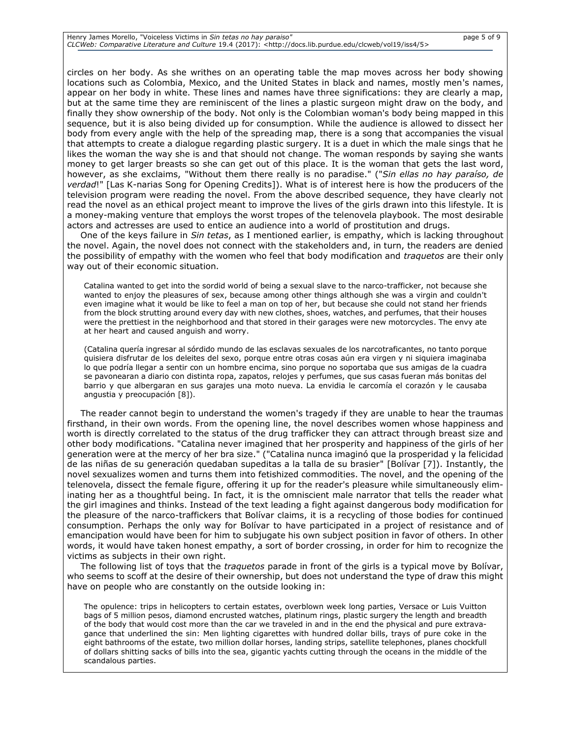circles on her body. As she writhes on an operating table the map moves across her body showing locations such as Colombia, Mexico, and the United States in black and names, mostly men's names, appear on her body in white. These lines and names have three significations: they are clearly a map, but at the same time they are reminiscent of the lines a plastic surgeon might draw on the body, and finally they show ownership of the body. Not only is the Colombian woman's body being mapped in this sequence, but it is also being divided up for consumption. While the audience is allowed to dissect her body from every angle with the help of the spreading map, there is a song that accompanies the visual that attempts to create a dialogue regarding plastic surgery. It is a duet in which the male sings that he likes the woman the way she is and that should not change. The woman responds by saying she wants money to get larger breasts so she can get out of this place. It is the woman that gets the last word, however, as she exclaims, "Without them there really is no paradise." ("*Sin ellas no hay paraíso, de verdad*!" [Las K-narias Song for Opening Credits]). What is of interest here is how the producers of the television program were reading the novel. From the above described sequence, they have clearly not read the novel as an ethical project meant to improve the lives of the girls drawn into this lifestyle. It is a money-making venture that employs the worst tropes of the telenovela playbook. The most desirable actors and actresses are used to entice an audience into a world of prostitution and drugs.

One of the keys failure in *Sin tetas*, as I mentioned earlier, is empathy, which is lacking throughout the novel. Again, the novel does not connect with the stakeholders and, in turn, the readers are denied the possibility of empathy with the women who feel that body modification and *traquetos* are their only way out of their economic situation.

> Catalina wanted to get into the sordid world of being a sexual slave to the narco-trafficker, not because she wanted to enjoy the pleasures of sex, because among other things although she was a virgin and couldn't even imagine what it would be like to feel a man on top of her, but because she could not stand her friends from the block strutting around every day with new clothes, shoes, watches, and perfumes, that their houses were the prettiest in the neighborhood and that stored in their garages were new motorcycles. The envy ate at her heart and caused anguish and worry.
>
> (Catalina quería ingresar al sórdido mundo de las esclavas sexuales de los narcotraficantes, no tanto porque quisiera disfrutar de los deleites del sexo, porque entre otras cosas aún era virgen y ni siquiera imaginaba lo que podría llegar a sentir con un hombre encima, sino porque no soportaba que sus amigas de la cuadra se pavonearan a diario con distinta ropa, zapatos, relojes y perfumes, que sus casas fueran más bonitas del barrio y que albergaran en sus garajes una moto nueva. La envidia le carcomía el corazón y le causaba angustia y preocupación [8]).

The reader cannot begin to understand the women's tragedy if they are unable to hear the traumas firsthand, in their own words. From the opening line, the novel describes women whose happiness and worth is directly correlated to the status of the drug trafficker they can attract through breast size and other body modifications. "Catalina never imagined that her prosperity and happiness of the girls of her generation were at the mercy of her bra size." ("Catalina nunca imaginó que la prosperidad y la felicidad de las niñas de su generación quedaban supeditas a la talla de su brasier" [Bolívar [7]). Instantly, the novel sexualizes women and turns them into fetishized commodities. The novel, and the opening of the telenovela, dissect the female figure, offering it up for the reader's pleasure while simultaneously eliminating her as a thoughtful being. In fact, it is the omniscient male narrator that tells the reader what the girl imagines and thinks. Instead of the text leading a fight against dangerous body modification for the pleasure of the narco-traffickers that Bolívar claims, it is a recycling of those bodies for continued consumption. Perhaps the only way for Bolívar to have participated in a project of resistance and of emancipation would have been for him to subjugate his own subject position in favor of others. In other words, it would have taken honest empathy, a sort of border crossing, in order for him to recognize the victims as subjects in their own right.

The following list of toys that the *traquetos* parade in front of the girls is a typical move by Bolívar, who seems to scoff at the desire of their ownership, but does not understand the type of draw this might have on people who are constantly on the outside looking in:

> The opulence: trips in helicopters to certain estates, overblown week long parties, Versace or Luis Vuitton bags of 5 million pesos, diamond encrusted watches, platinum rings, plastic surgery the length and breadth of the body that would cost more than the car we traveled in and in the end the physical and pure extravagance that underlined the sin: Men lighting cigarettes with hundred dollar bills, trays of pure coke in the eight bathrooms of the estate, two million dollar horses, landing strips, satellite telephones, planes chockfull of dollars shitting sacks of bills into the sea, gigantic yachts cutting through the oceans in the middle of the scandalous parties.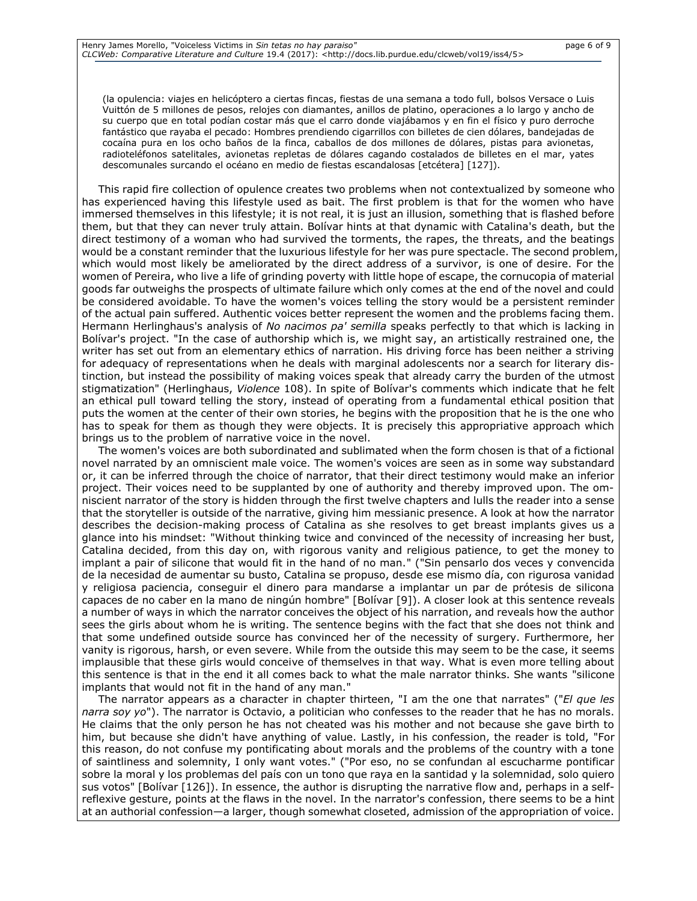(la opulencia: viajes en helicóptero a ciertas fincas, fiestas de una semana a todo full, bolsos Versace o Luis Vuittón de 5 millones de pesos, relojes con diamantes, anillos de platino, operaciones a lo largo y ancho de su cuerpo que en total podían costar más que el carro donde viajábamos y en fin el físico y puro derroche fantástico que rayaba el pecado: Hombres prendiendo cigarrillos con billetes de cien dólares, bandejadas de cocaína pura en los ocho baños de la finca, caballos de dos millones de dólares, pistas para avionetas, radioteléfonos satelitales, avionetas repletas de dólares cagando costalados de billetes en el mar, yates descomunales surcando el océano en medio de fiestas escandalosas [etcétera] [127]).

This rapid fire collection of opulence creates two problems when not contextualized by someone who has experienced having this lifestyle used as bait. The first problem is that for the women who have immersed themselves in this lifestyle; it is not real, it is just an illusion, something that is flashed before them, but that they can never truly attain. Bolívar hints at that dynamic with Catalina's death, but the direct testimony of a woman who had survived the torments, the rapes, the threats, and the beatings would be a constant reminder that the luxurious lifestyle for her was pure spectacle. The second problem, which would most likely be ameliorated by the direct address of a survivor, is one of desire. For the women of Pereira, who live a life of grinding poverty with little hope of escape, the cornucopia of material goods far outweighs the prospects of ultimate failure which only comes at the end of the novel and could be considered avoidable. To have the women's voices telling the story would be a persistent reminder of the actual pain suffered. Authentic voices better represent the women and the problems facing them. Hermann Herlinghaus's analysis of *No nacimos pa' semilla* speaks perfectly to that which is lacking in Bolívar's project. "In the case of authorship which is, we might say, an artistically restrained one, the writer has set out from an elementary ethics of narration. His driving force has been neither a striving for adequacy of representations when he deals with marginal adolescents nor a search for literary distinction, but instead the possibility of making voices speak that already carry the burden of the utmost stigmatization" (Herlinghaus, *Violence* 108). In spite of Bolívar's comments which indicate that he felt an ethical pull toward telling the story, instead of operating from a fundamental ethical position that puts the women at the center of their own stories, he begins with the proposition that he is the one who has to speak for them as though they were objects. It is precisely this appropriative approach which brings us to the problem of narrative voice in the novel.

The women's voices are both subordinated and sublimated when the form chosen is that of a fictional novel narrated by an omniscient male voice. The women's voices are seen as in some way substandard or, it can be inferred through the choice of narrator, that their direct testimony would make an inferior project. Their voices need to be supplanted by one of authority and thereby improved upon. The omniscient narrator of the story is hidden through the first twelve chapters and lulls the reader into a sense that the storyteller is outside of the narrative, giving him messianic presence. A look at how the narrator describes the decision-making process of Catalina as she resolves to get breast implants gives us a glance into his mindset: "Without thinking twice and convinced of the necessity of increasing her bust, Catalina decided, from this day on, with rigorous vanity and religious patience, to get the money to implant a pair of silicone that would fit in the hand of no man." ("Sin pensarlo dos veces y convencida de la necesidad de aumentar su busto, Catalina se propuso, desde ese mismo día, con rigurosa vanidad y religiosa paciencia, conseguir el dinero para mandarse a implantar un par de prótesis de silicona capaces de no caber en la mano de ningún hombre" [Bolívar [9]). A closer look at this sentence reveals a number of ways in which the narrator conceives the object of his narration, and reveals how the author sees the girls about whom he is writing. The sentence begins with the fact that she does not think and that some undefined outside source has convinced her of the necessity of surgery. Furthermore, her vanity is rigorous, harsh, or even severe. While from the outside this may seem to be the case, it seems implausible that these girls would conceive of themselves in that way. What is even more telling about this sentence is that in the end it all comes back to what the male narrator thinks. She wants "silicone implants that would not fit in the hand of any man."

The narrator appears as a character in chapter thirteen, "I am the one that narrates" ("*El que les narra soy yo*"). The narrator is Octavio, a politician who confesses to the reader that he has no morals. He claims that the only person he has not cheated was his mother and not because she gave birth to him, but because she didn't have anything of value. Lastly, in his confession, the reader is told, "For this reason, do not confuse my pontificating about morals and the problems of the country with a tone of saintliness and solemnity, I only want votes." ("Por eso, no se confundan al escucharme pontificar sobre la moral y los problemas del país con un tono que raya en la santidad y la solemnidad, solo quiero sus votos" [Bolívar [126]). In essence, the author is disrupting the narrative flow and, perhaps in a self-reflexive gesture, points at the flaws in the novel. In the narrator's confession, there seems to be a hint at an authorial confession—a larger, though somewhat closeted, admission of the appropriation of voice.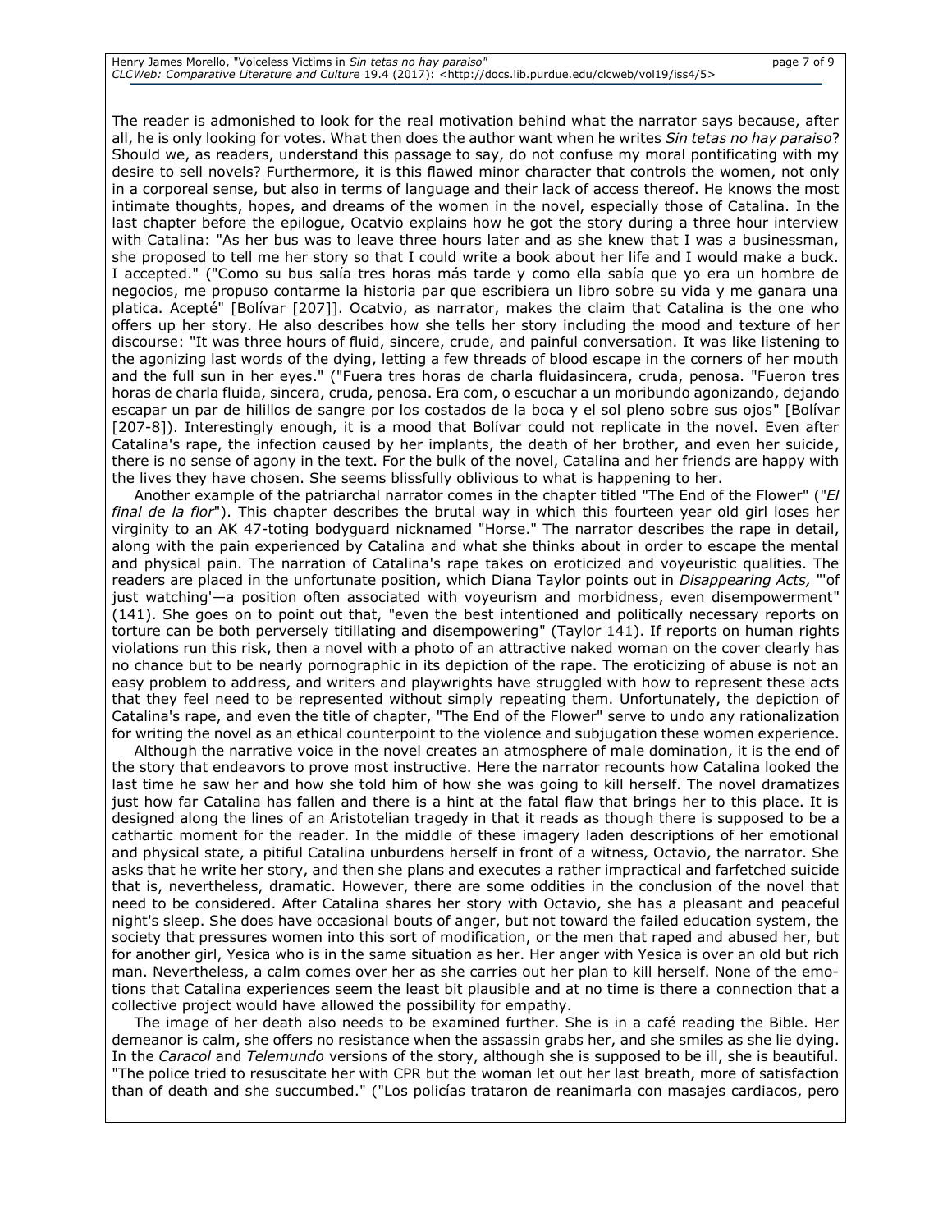The reader is admonished to look for the real motivation behind what the narrator says because, after all, he is only looking for votes. What then does the author want when he writes *Sin tetas no hay paraiso*? Should we, as readers, understand this passage to say, do not confuse my moral pontificating with my desire to sell novels? Furthermore, it is this flawed minor character that controls the women, not only in a corporeal sense, but also in terms of language and their lack of access thereof. He knows the most intimate thoughts, hopes, and dreams of the women in the novel, especially those of Catalina. In the last chapter before the epilogue, Ocatvio explains how he got the story during a three hour interview with Catalina: "As her bus was to leave three hours later and as she knew that I was a businessman, she proposed to tell me her story so that I could write a book about her life and I would make a buck. I accepted." ("Como su bus salía tres horas más tarde y como ella sabía que yo era un hombre de negocios, me propuso contarme la historia par que escribiera un libro sobre su vida y me ganara una platica. Acepté" [Bolívar [207]]. Ocatvio, as narrator, makes the claim that Catalina is the one who offers up her story. He also describes how she tells her story including the mood and texture of her discourse: "It was three hours of fluid, sincere, crude, and painful conversation. It was like listening to the agonizing last words of the dying, letting a few threads of blood escape in the corners of her mouth and the full sun in her eyes." ("Fuera tres horas de charla fluidasincera, cruda, penosa. "Fueron tres horas de charla fluida, sincera, cruda, penosa. Era com, o escuchar a un moribundo agonizando, dejando escapar un par de hilillos de sangre por los costados de la boca y el sol pleno sobre sus ojos" [Bolívar [207-8]). Interestingly enough, it is a mood that Bolívar could not replicate in the novel. Even after Catalina's rape, the infection caused by her implants, the death of her brother, and even her suicide, there is no sense of agony in the text. For the bulk of the novel, Catalina and her friends are happy with the lives they have chosen. She seems blissfully oblivious to what is happening to her.

Another example of the patriarchal narrator comes in the chapter titled "The End of the Flower" ("*El final de la flor*"). This chapter describes the brutal way in which this fourteen year old girl loses her virginity to an AK 47-toting bodyguard nicknamed "Horse." The narrator describes the rape in detail, along with the pain experienced by Catalina and what she thinks about in order to escape the mental and physical pain. The narration of Catalina's rape takes on eroticized and voyeuristic qualities. The readers are placed in the unfortunate position, which Diana Taylor points out in *Disappearing Acts,* "'of just watching'—a position often associated with voyeurism and morbidness, even disempowerment" (141). She goes on to point out that, "even the best intentioned and politically necessary reports on torture can be both perversely titillating and disempowering" (Taylor 141). If reports on human rights violations run this risk, then a novel with a photo of an attractive naked woman on the cover clearly has no chance but to be nearly pornographic in its depiction of the rape. The eroticizing of abuse is not an easy problem to address, and writers and playwrights have struggled with how to represent these acts that they feel need to be represented without simply repeating them. Unfortunately, the depiction of Catalina's rape, and even the title of chapter, "The End of the Flower" serve to undo any rationalization for writing the novel as an ethical counterpoint to the violence and subjugation these women experience.

Although the narrative voice in the novel creates an atmosphere of male domination, it is the end of the story that endeavors to prove most instructive. Here the narrator recounts how Catalina looked the last time he saw her and how she told him of how she was going to kill herself. The novel dramatizes just how far Catalina has fallen and there is a hint at the fatal flaw that brings her to this place. It is designed along the lines of an Aristotelian tragedy in that it reads as though there is supposed to be a cathartic moment for the reader. In the middle of these imagery laden descriptions of her emotional and physical state, a pitiful Catalina unburdens herself in front of a witness, Octavio, the narrator. She asks that he write her story, and then she plans and executes a rather impractical and farfetched suicide that is, nevertheless, dramatic. However, there are some oddities in the conclusion of the novel that need to be considered. After Catalina shares her story with Octavio, she has a pleasant and peaceful night's sleep. She does have occasional bouts of anger, but not toward the failed education system, the society that pressures women into this sort of modification, or the men that raped and abused her, but for another girl, Yesica who is in the same situation as her. Her anger with Yesica is over an old but rich man. Nevertheless, a calm comes over her as she carries out her plan to kill herself. None of the emotions that Catalina experiences seem the least bit plausible and at no time is there a connection that a collective project would have allowed the possibility for empathy.

The image of her death also needs to be examined further. She is in a café reading the Bible. Her demeanor is calm, she offers no resistance when the assassin grabs her, and she smiles as she lie dying. In the *Caracol* and *Telemundo* versions of the story, although she is supposed to be ill, she is beautiful. "The police tried to resuscitate her with CPR but the woman let out her last breath, more of satisfaction than of death and she succumbed." ("Los policías trataron de reanimarla con masajes cardiacos, pero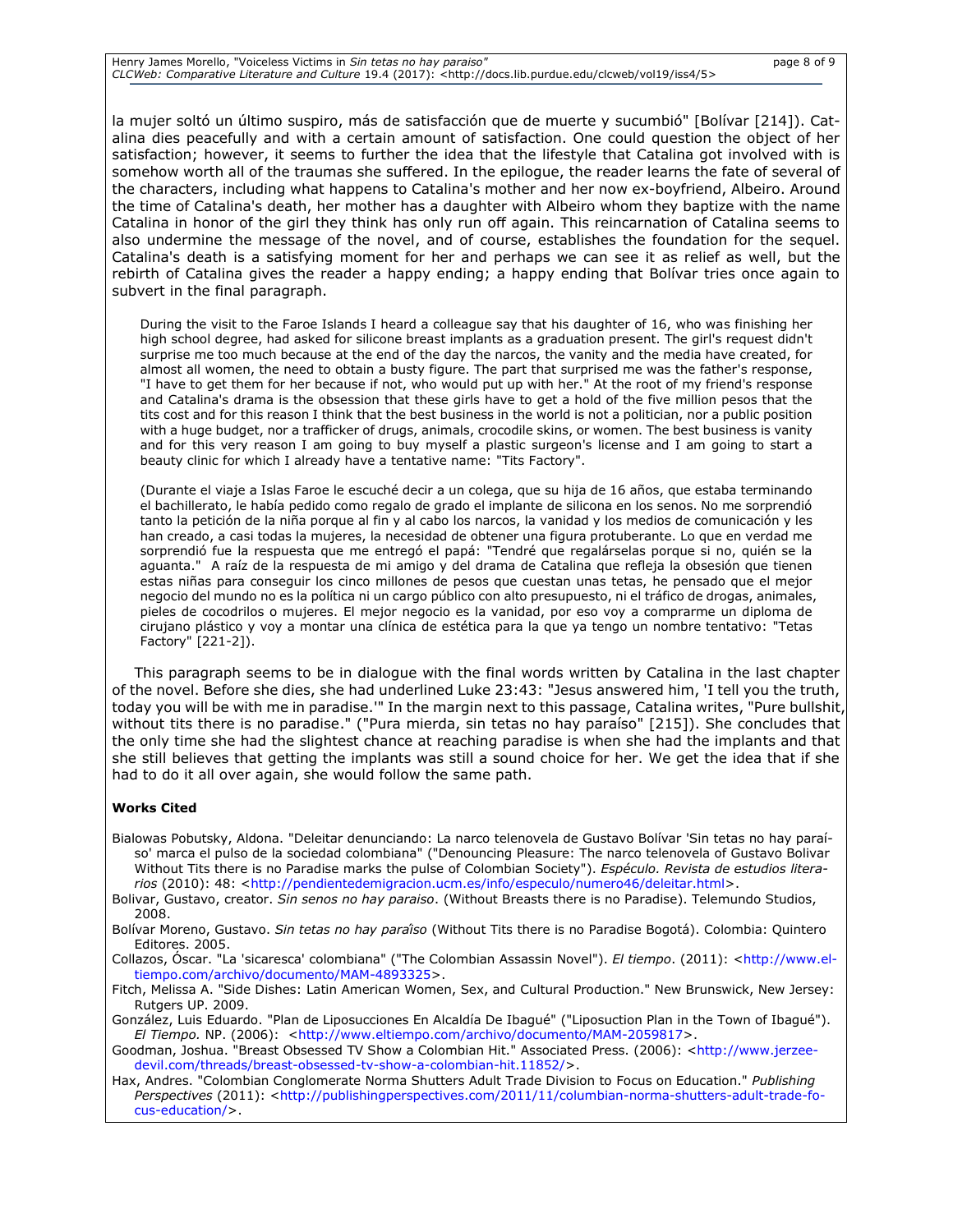la mujer soltó un último suspiro, más de satisfacción que de muerte y sucumbió" [Bolívar [214]). Catalina dies peacefully and with a certain amount of satisfaction. One could question the object of her satisfaction; however, it seems to further the idea that the lifestyle that Catalina got involved with is somehow worth all of the traumas she suffered. In the epilogue, the reader learns the fate of several of the characters, including what happens to Catalina's mother and her now ex-boyfriend, Albeiro. Around the time of Catalina's death, her mother has a daughter with Albeiro whom they baptize with the name Catalina in honor of the girl they think has only run off again. This reincarnation of Catalina seems to also undermine the message of the novel, and of course, establishes the foundation for the sequel. Catalina's death is a satisfying moment for her and perhaps we can see it as relief as well, but the rebirth of Catalina gives the reader a happy ending; a happy ending that Bolívar tries once again to subvert in the final paragraph.

> During the visit to the Faroe Islands I heard a colleague say that his daughter of 16, who was finishing her high school degree, had asked for silicone breast implants as a graduation present. The girl's request didn't surprise me too much because at the end of the day the narcos, the vanity and the media have created, for almost all women, the need to obtain a busty figure. The part that surprised me was the father's response, "I have to get them for her because if not, who would put up with her." At the root of my friend's response and Catalina's drama is the obsession that these girls have to get a hold of the five million pesos that the tits cost and for this reason I think that the best business in the world is not a politician, nor a public position with a huge budget, nor a trafficker of drugs, animals, crocodile skins, or women. The best business is vanity and for this very reason I am going to buy myself a plastic surgeon's license and I am going to start a beauty clinic for which I already have a tentative name: "Tits Factory".
>
> (Durante el viaje a Islas Faroe le escuché decir a un colega, que su hija de 16 años, que estaba terminando el bachillerato, le había pedido como regalo de grado el implante de silicona en los senos. No me sorprendió tanto la petición de la niña porque al fin y al cabo los narcos, la vanidad y los medios de comunicación y les han creado, a casi todas la mujeres, la necesidad de obtener una figura protuberante. Lo que en verdad me sorprendió fue la respuesta que me entregó el papá: "Tendré que regalárselas porque si no, quién se la aguanta." A raíz de la respuesta de mi amigo y del drama de Catalina que refleja la obsesión que tienen estas niñas para conseguir los cinco millones de pesos que cuestan unas tetas, he pensado que el mejor negocio del mundo no es la política ni un cargo público con alto presupuesto, ni el tráfico de drogas, animales, pieles de cocodrilos o mujeres. El mejor negocio es la vanidad, por eso voy a comprarme un diploma de cirujano plástico y voy a montar una clínica de estética para la que ya tengo un nombre tentativo: "Tetas Factory" [221-2]).

This paragraph seems to be in dialogue with the final words written by Catalina in the last chapter of the novel. Before she dies, she had underlined Luke 23:43: "Jesus answered him, 'I tell you the truth, today you will be with me in paradise.'" In the margin next to this passage, Catalina writes, "Pure bullshit, without tits there is no paradise." ("Pura mierda, sin tetas no hay paraíso" [215]). She concludes that the only time she had the slightest chance at reaching paradise is when she had the implants and that she still believes that getting the implants was still a sound choice for her. We get the idea that if she had to do it all over again, she would follow the same path.

**Works Cited**

Bialowas Pobutsky, Aldona. "Deleitar denunciando: La narco telenovela de Gustavo Bolívar 'Sin tetas no hay paraíso' marca el pulso de la sociedad colombiana" ("Denouncing Pleasure: The narco telenovela of Gustavo Bolivar Without Tits there is no Paradise marks the pulse of Colombian Society"). *Espéculo. Revista de estudios literarios* (2010): 48: <http://pendientedemigracion.ucm.es/info/especulo/numero46/deleitar.html>.

Bolivar, Gustavo, creator. *Sin senos no hay paraiso*. (Without Breasts there is no Paradise). Telemundo Studios, 2008.

Bolívar Moreno, Gustavo. *Sin tetas no hay paraîso* (Without Tits there is no Paradise Bogotá). Colombia: Quintero Editores. 2005.

Collazos, Óscar. "La 'sicaresca' colombiana" ("The Colombian Assassin Novel"). *El tiempo*. (2011): <http://www.eltiempo.com/archivo/documento/MAM-4893325>.

Fitch, Melissa A. "Side Dishes: Latin American Women, Sex, and Cultural Production." New Brunswick, New Jersey: Rutgers UP. 2009.

González, Luis Eduardo. "Plan de Liposucciones En Alcaldía De Ibagué" ("Liposuction Plan in the Town of Ibagué"). *El Tiempo.* NP. (2006): <http://www.eltiempo.com/archivo/documento/MAM-2059817>.

Goodman, Joshua. "Breast Obsessed TV Show a Colombian Hit." Associated Press. (2006): <http://www.jerzeedevil.com/threads/breast-obsessed-tv-show-a-colombian-hit.11852/>.

Hax, Andres. "Colombian Conglomerate Norma Shutters Adult Trade Division to Focus on Education." *Publishing Perspectives* (2011): <http://publishingperspectives.com/2011/11/columbian-norma-shutters-adult-trade-focus-education/>.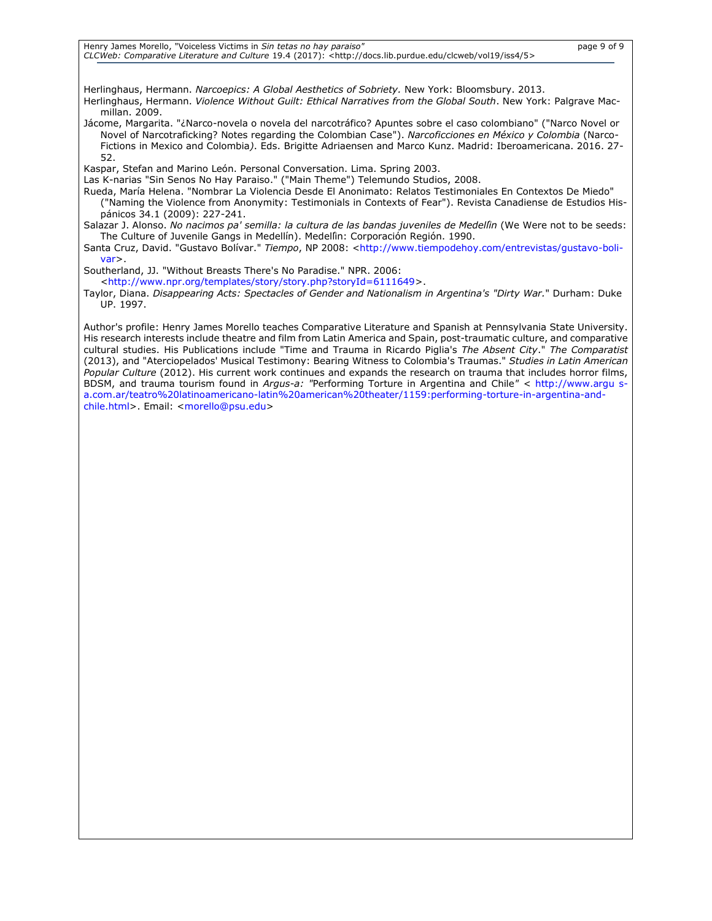Herlinghaus, Hermann. *Narcoepics: A Global Aesthetics of Sobriety.* New York: Bloomsbury. 2013.

Herlinghaus, Hermann. *Violence Without Guilt: Ethical Narratives from the Global South*. New York: Palgrave Macmillan. 2009.

Jácome, Margarita. "¿Narco-novela o novela del narcotráfico? Apuntes sobre el caso colombiano" ("Narco Novel or Novel of Narcotraficking? Notes regarding the Colombian Case"). *Narcoficciones en México y Colombia* (Narco-Fictions in Mexico and Colombia*)*. Eds. Brigitte Adriaensen and Marco Kunz. Madrid: Iberoamericana. 2016. 27-52.

Kaspar, Stefan and Marino León. Personal Conversation. Lima. Spring 2003.

Las K-narias "Sin Senos No Hay Paraiso." ("Main Theme") Telemundo Studios, 2008.

Rueda, María Helena. "Nombrar La Violencia Desde El Anonimato: Relatos Testimoniales En Contextos De Miedo" ("Naming the Violence from Anonymity: Testimonials in Contexts of Fear"). Revista Canadiense de Estudios Hispánicos 34.1 (2009): 227-241.

Salazar J. Alonso. *No nacimos pa' semilla: la cultura de las bandas juveniles de Medellín* (We Were not to be seeds: The Culture of Juvenile Gangs in Medellín). Medellín: Corporación Región. 1990.

Santa Cruz, David. "Gustavo Bolívar." *Tiempo*, NP 2008: <http://www.tiempodehoy.com/entrevistas/gustavo-bolivar>.

Southerland, JJ. "Without Breasts There's No Paradise." NPR. 2006: <http://www.npr.org/templates/story/story.php?storyId=6111649>.

Taylor, Diana. *Disappearing Acts: Spectacles of Gender and Nationalism in Argentina's "Dirty War."* Durham: Duke UP. 1997.

Author's profile: Henry James Morello teaches Comparative Literature and Spanish at Pennsylvania State University. His research interests include theatre and film from Latin America and Spain, post-traumatic culture, and comparative cultural studies. His Publications include "Time and Trauma in Ricardo Piglia's *The Absent City*." *The Comparatist* (2013), and "Aterciopelados' Musical Testimony: Bearing Witness to Colombia's Traumas." *Studies in Latin American Popular Culture* (2012). His current work continues and expands the research on trauma that includes horror films, BDSM, and trauma tourism found in *Argus-a: "*Performing Torture in Argentina and Chile*"* < http://www.argus-a.com.ar/teatro%20latinoamericano-latin%20american%20theater/1159:performing-torture-in-argentina-and-chile.html>. Email: <morello@psu.edu>